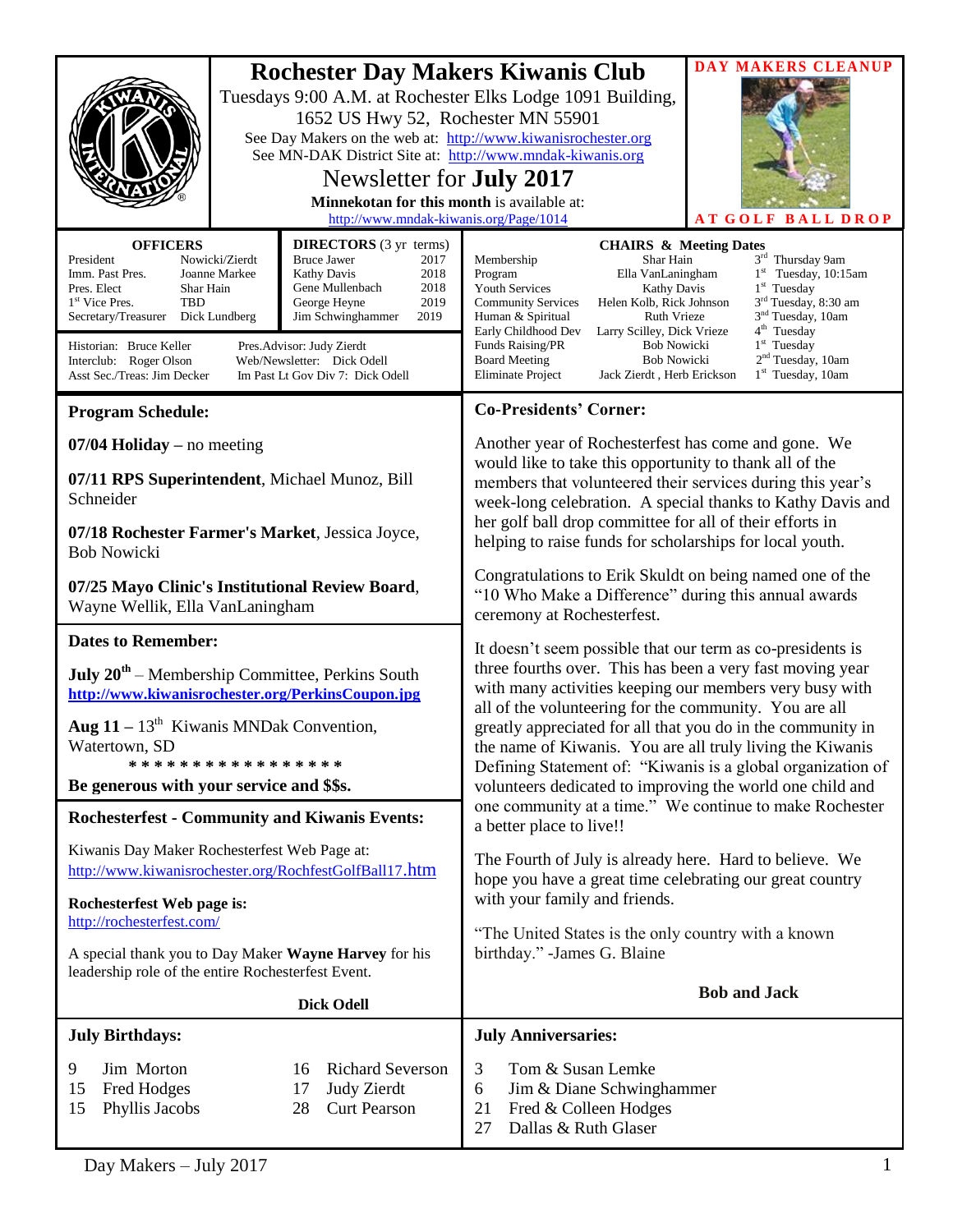# Rochester Day Makers Kiwanis Club

Tuesdays 9:00 A.M. at Rochester Elks Lodge 1091 Building, 1652 US Hwy 52, Rochester MN 55901

See Day Makers on the web at: http://www.kiwanisrochester.org

See MN-DAK District Site at: http://www.mndak-kiwanis.org

## Newsletter for July 2017

**Minnekotan for this month** is available at: http://www.mndak-kiwanis.org/Page/1014

**DAY MAKERS CLEANUP AT GOLF BALL DROP**

**OFFICERS**

| | |
|---|---|
| President | Nowicki/Zierdt |
| Imm. Past Pres. | Joanne Markee |
| Pres. Elect | Shar Hain |
| 1st Vice Pres. | TBD |
| Secretary/Treasurer | Dick Lundberg |

**DIRECTORS** (3 yr terms)

| | |
|---|---|
| Bruce Jawer | 2017 |
| Kathy Davis | 2018 |
| Gene Mullenbach | 2018 |
| George Heyne | 2019 |
| Jim Schwinghammer | 2019 |

Historian: Bruce Keller
Interclub: Roger Olson
Asst Sec./Treas: Jim Decker
Pres.Advisor: Judy Zierdt
Web/Newsletter: Dick Odell
Im Past Lt Gov Div 7: Dick Odell

**CHAIRS & Meeting Dates**

| | | |
|---|---|---|
| Membership | Shar Hain | 3rd Thursday 9am |
| Program | Ella VanLaningham | 1st Tuesday, 10:15am |
| Youth Services | Kathy Davis | 1st Tuesday |
| Community Services | Helen Kolb, Rick Johnson | 3rd Tuesday, 8:30 am |
| Human & Spiritual | Ruth Vrieze | 3nd Tuesday, 10am |
| Early Childhood Dev | Larry Scilley, Dick Vrieze | 4th Tuesday |
| Funds Raising/PR | Bob Nowicki | 1st Tuesday |
| Board Meeting | Bob Nowicki | 2nd Tuesday, 10am |
| Eliminate Project | Jack Zierdt , Herb Erickson | 1st Tuesday, 10am |

## Program Schedule:

**07/04 Holiday** – no meeting

**07/11 RPS Superintendent**, Michael Munoz, Bill Schneider

**07/18 Rochester Farmer's Market**, Jessica Joyce, Bob Nowicki

**07/25 Mayo Clinic's Institutional Review Board**, Wayne Wellik, Ella VanLaningham

## Dates to Remember:

**July 20th** – Membership Committee, Perkins South
**http://www.kiwanisrochester.org/PerkinsCoupon.jpg**

**Aug 11 –** 13th Kiwanis MNDak Convention, Watertown, SD

\* \* \* \* \* \* \* \* \* \* \* \* \* \* \* \* \*

**Be generous with your service and $$s.**

## Rochesterfest - Community and Kiwanis Events:

Kiwanis Day Maker Rochesterfest Web Page at: http://www.kiwanisrochester.org/RochfestGolfBall17.htm

**Rochesterfest Web page is:**
http://rochesterfest.com/

A special thank you to Day Maker **Wayne Harvey** for his leadership role of the entire Rochesterfest Event.

**Dick Odell**

## Co-Presidents' Corner:

Another year of Rochesterfest has come and gone. We would like to take this opportunity to thank all of the members that volunteered their services during this year's week-long celebration. A special thanks to Kathy Davis and her golf ball drop committee for all of their efforts in helping to raise funds for scholarships for local youth.

Congratulations to Erik Skuldt on being named one of the "10 Who Make a Difference" during this annual awards ceremony at Rochesterfest.

It doesn't seem possible that our term as co-presidents is three fourths over. This has been a very fast moving year with many activities keeping our members very busy with all of the volunteering for the community. You are all greatly appreciated for all that you do in the community in the name of Kiwanis. You are all truly living the Kiwanis Defining Statement of: "Kiwanis is a global organization of volunteers dedicated to improving the world one child and one community at a time." We continue to make Rochester a better place to live!!

The Fourth of July is already here. Hard to believe. We hope you have a great time celebrating our great country with your family and friends.

"The United States is the only country with a known birthday." -James G. Blaine

**Bob and Jack**

## July Birthdays:

| | |
|---|---|
| 9 | Jim Morton |
| 15 | Fred Hodges |
| 15 | Phyllis Jacobs |
| 16 | Richard Severson |
| 17 | Judy Zierdt |
| 28 | Curt Pearson |

## July Anniversaries:

| | |
|---|---|
| 3 | Tom & Susan Lemke |
| 6 | Jim & Diane Schwinghammer |
| 21 | Fred & Colleen Hodges |
| 27 | Dallas & Ruth Glaser |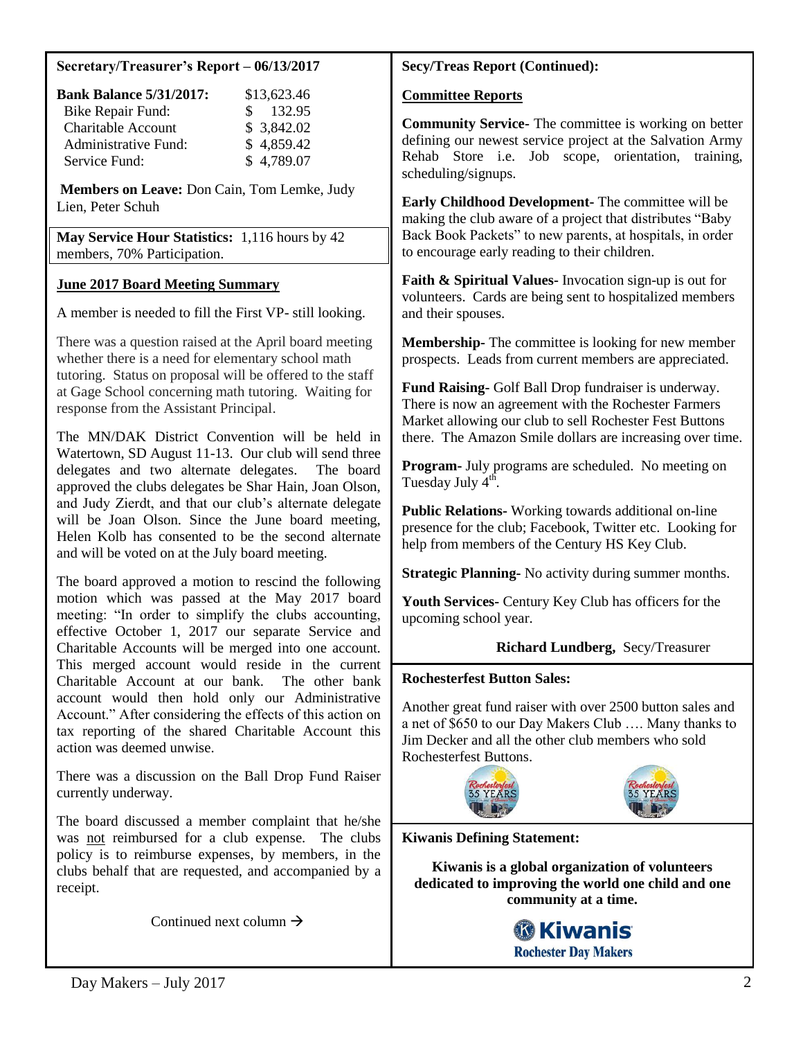## Secretary/Treasurer's Report – 06/13/2017

| **Bank Balance 5/31/2017:** | $13,623.46 |
|---|---|
| Bike Repair Fund: | $ 132.95 |
| Charitable Account | $ 3,842.02 |
| Administrative Fund: | $ 4,859.42 |
| Service Fund: | $ 4,789.07 |

**Members on Leave:** Don Cain, Tom Lemke, Judy Lien, Peter Schuh

**May Service Hour Statistics:** 1,116 hours by 42 members, 70% Participation.

### June 2017 Board Meeting Summary

A member is needed to fill the First VP- still looking.

There was a question raised at the April board meeting whether there is a need for elementary school math tutoring. Status on proposal will be offered to the staff at Gage School concerning math tutoring. Waiting for response from the Assistant Principal.

The MN/DAK District Convention will be held in Watertown, SD August 11-13. Our club will send three delegates and two alternate delegates. The board approved the clubs delegates be Shar Hain, Joan Olson, and Judy Zierdt, and that our club's alternate delegate will be Joan Olson. Since the June board meeting, Helen Kolb has consented to be the second alternate and will be voted on at the July board meeting.

The board approved a motion to rescind the following motion which was passed at the May 2017 board meeting: "In order to simplify the clubs accounting, effective October 1, 2017 our separate Service and Charitable Accounts will be merged into one account. This merged account would reside in the current Charitable Account at our bank. The other bank account would then hold only our Administrative Account." After considering the effects of this action on tax reporting of the shared Charitable Account this action was deemed unwise.

There was a discussion on the Ball Drop Fund Raiser currently underway.

The board discussed a member complaint that he/she was not reimbursed for a club expense. The clubs policy is to reimburse expenses, by members, in the clubs behalf that are requested, and accompanied by a receipt.

Continued next column →

## Secy/Treas Report (Continued):

### Committee Reports

**Community Service-** The committee is working on better defining our newest service project at the Salvation Army Rehab Store i.e. Job scope, orientation, training, scheduling/signups.

**Early Childhood Development-** The committee will be making the club aware of a project that distributes "Baby Back Book Packets" to new parents, at hospitals, in order to encourage early reading to their children.

**Faith & Spiritual Values-** Invocation sign-up is out for volunteers. Cards are being sent to hospitalized members and their spouses.

**Membership-** The committee is looking for new member prospects. Leads from current members are appreciated.

**Fund Raising-** Golf Ball Drop fundraiser is underway. There is now an agreement with the Rochester Farmers Market allowing our club to sell Rochester Fest Buttons there. The Amazon Smile dollars are increasing over time.

**Program-** July programs are scheduled. No meeting on Tuesday July 4th.

**Public Relations-** Working towards additional on-line presence for the club; Facebook, Twitter etc. Looking for help from members of the Century HS Key Club.

**Strategic Planning-** No activity during summer months.

**Youth Services-** Century Key Club has officers for the upcoming school year.

**Richard Lundberg,** Secy/Treasurer

## Rochesterfest Button Sales:

Another great fund raiser with over 2500 button sales and a net of $650 to our Day Makers Club …. Many thanks to Jim Decker and all the other club members who sold Rochesterfest Buttons.

## Kiwanis Defining Statement:

**Kiwanis is a global organization of volunteers dedicated to improving the world one child and one community at a time.**

Kiwanis
Rochester Day Makers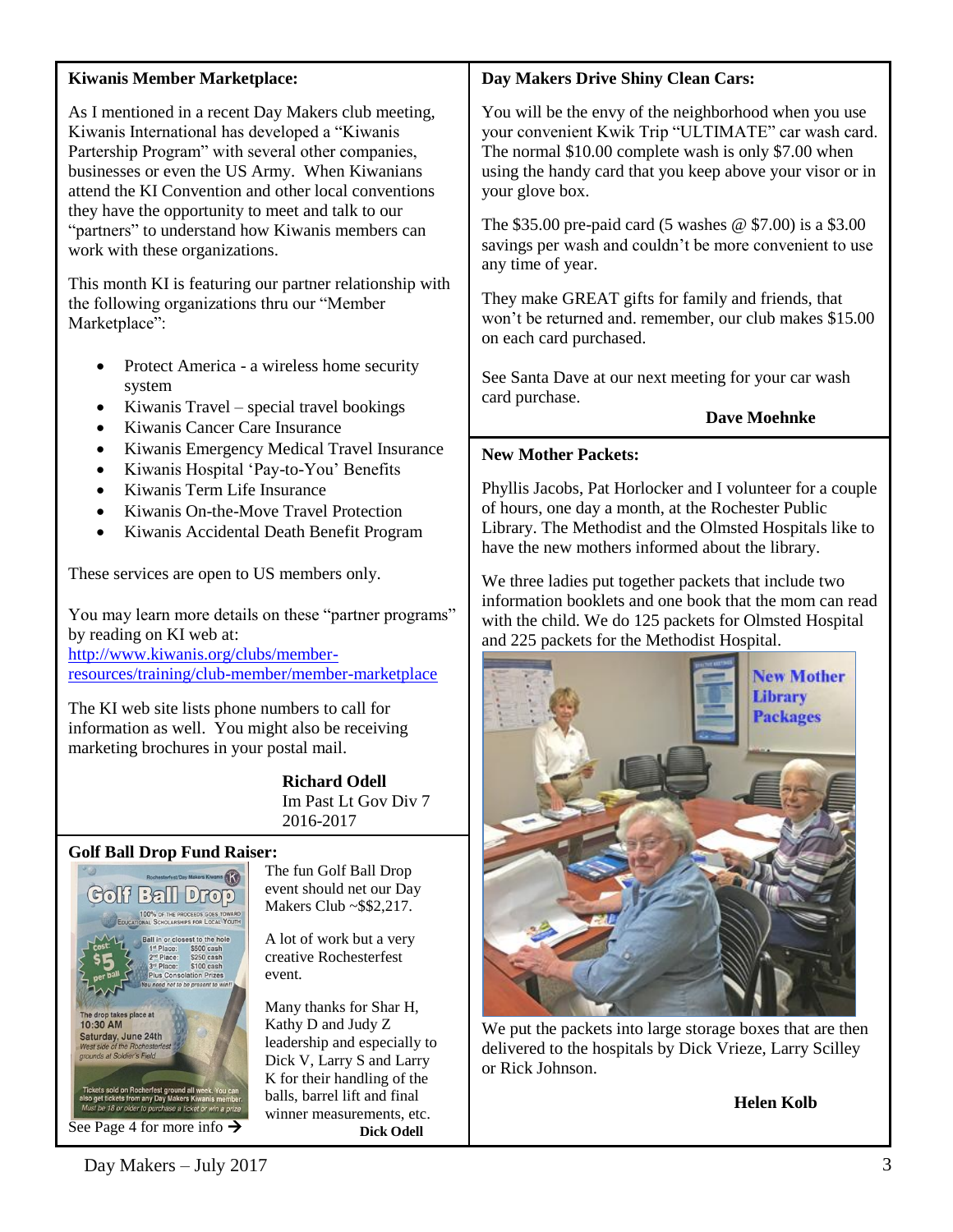## Kiwanis Member Marketplace:

As I mentioned in a recent Day Makers club meeting, Kiwanis International has developed a "Kiwanis Partership Program" with several other companies, businesses or even the US Army. When Kiwanians attend the KI Convention and other local conventions they have the opportunity to meet and talk to our "partners" to understand how Kiwanis members can work with these organizations.

This month KI is featuring our partner relationship with the following organizations thru our "Member Marketplace":

- Protect America - a wireless home security system
- Kiwanis Travel – special travel bookings
- Kiwanis Cancer Care Insurance
- Kiwanis Emergency Medical Travel Insurance
- Kiwanis Hospital 'Pay-to-You' Benefits
- Kiwanis Term Life Insurance
- Kiwanis On-the-Move Travel Protection
- Kiwanis Accidental Death Benefit Program

These services are open to US members only.

You may learn more details on these "partner programs" by reading on KI web at: http://www.kiwanis.org/clubs/member-resources/training/club-member/member-marketplace

The KI web site lists phone numbers to call for information as well. You might also be receiving marketing brochures in your postal mail.

**Richard Odell**
Im Past Lt Gov Div 7
2016-2017

## Golf Ball Drop Fund Raiser:

The fun Golf Ball Drop event should net our Day Makers Club ~$$2,217.

A lot of work but a very creative Rochesterfest event.

Many thanks for Shar H, Kathy D and Judy Z leadership and especially to Dick V, Larry S and Larry K for their handling of the balls, barrel lift and final winner measurements, etc.

**Dick Odell**

See Page 4 for more info →

## Day Makers Drive Shiny Clean Cars:

You will be the envy of the neighborhood when you use your convenient Kwik Trip "ULTIMATE" car wash card. The normal $10.00 complete wash is only $7.00 when using the handy card that you keep above your visor or in your glove box.

The $35.00 pre-paid card (5 washes @ $7.00) is a $3.00 savings per wash and couldn't be more convenient to use any time of year.

They make GREAT gifts for family and friends, that won't be returned and. remember, our club makes $15.00 on each card purchased.

See Santa Dave at our next meeting for your car wash card purchase.

**Dave Moehnke**

## New Mother Packets:

Phyllis Jacobs, Pat Horlocker and I volunteer for a couple of hours, one day a month, at the Rochester Public Library. The Methodist and the Olmsted Hospitals like to have the new mothers informed about the library.

We three ladies put together packets that include two information booklets and one book that the mom can read with the child. We do 125 packets for Olmsted Hospital and 225 packets for the Methodist Hospital.

We put the packets into large storage boxes that are then delivered to the hospitals by Dick Vrieze, Larry Scilley or Rick Johnson.

**Helen Kolb**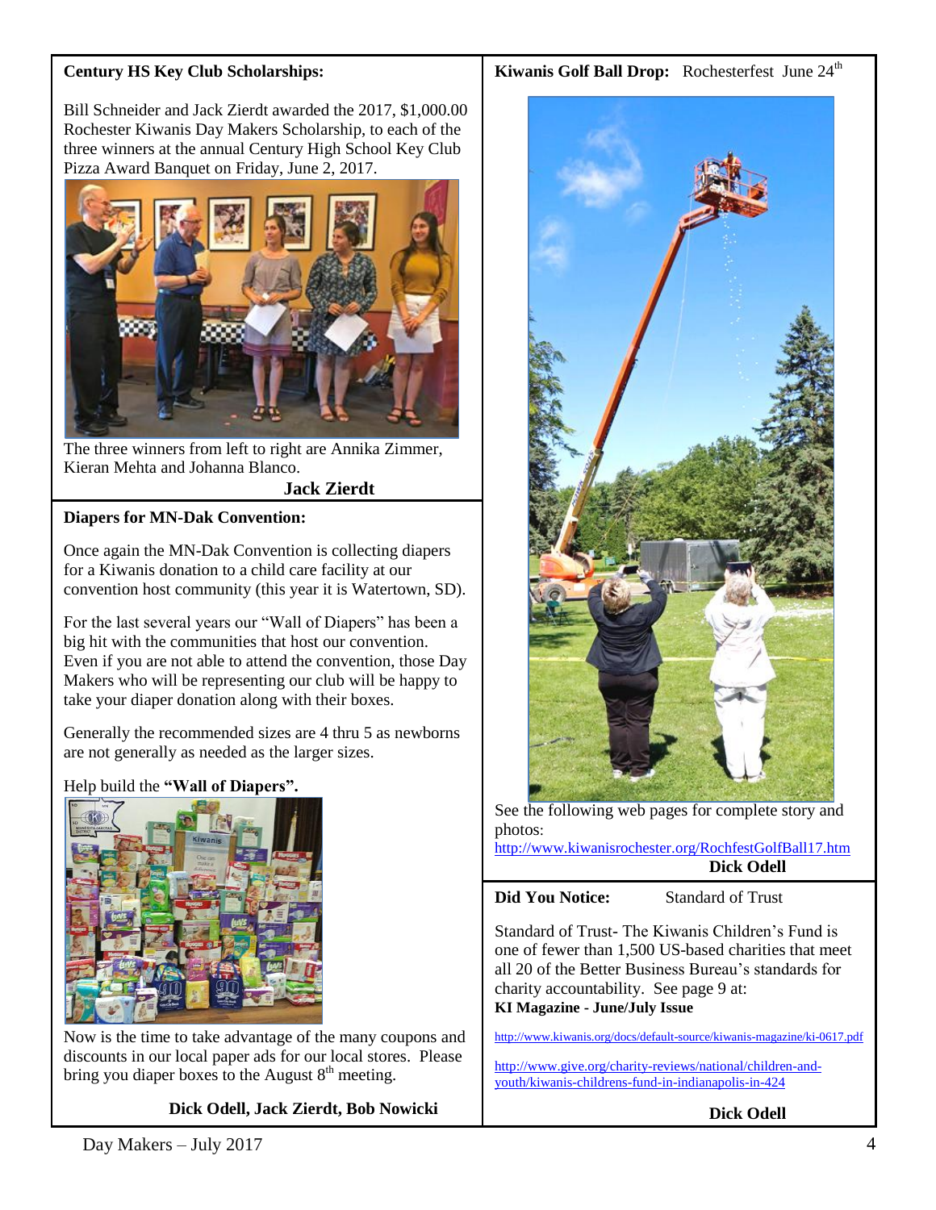**Century HS Key Club Scholarships:**

Bill Schneider and Jack Zierdt awarded the 2017, $1,000.00 Rochester Kiwanis Day Makers Scholarship, to each of the three winners at the annual Century High School Key Club Pizza Award Banquet on Friday, June 2, 2017.

The three winners from left to right are Annika Zimmer, Kieran Mehta and Johanna Blanco.

**Jack Zierdt**

**Diapers for MN-Dak Convention:**

Once again the MN-Dak Convention is collecting diapers for a Kiwanis donation to a child care facility at our convention host community (this year it is Watertown, SD).

For the last several years our "Wall of Diapers" has been a big hit with the communities that host our convention. Even if you are not able to attend the convention, those Day Makers who will be representing our club will be happy to take your diaper donation along with their boxes.

Generally the recommended sizes are 4 thru 5 as newborns are not generally as needed as the larger sizes.

Help build the **"Wall of Diapers".**

Now is the time to take advantage of the many coupons and discounts in our local paper ads for our local stores. Please bring you diaper boxes to the August 8th meeting.

**Dick Odell, Jack Zierdt, Bob Nowicki**

**Kiwanis Golf Ball Drop:** Rochesterfest June 24th

See the following web pages for complete story and photos:

http://www.kiwanisrochester.org/RochfestGolfBall17.htm

**Dick Odell**

**Did You Notice:** Standard of Trust

Standard of Trust- The Kiwanis Children's Fund is one of fewer than 1,500 US-based charities that meet all 20 of the Better Business Bureau's standards for charity accountability. See page 9 at:

**KI Magazine - June/July Issue**

http://www.kiwanis.org/docs/default-source/kiwanis-magazine/ki-0617.pdf

http://www.give.org/charity-reviews/national/children-and-youth/kiwanis-childrens-fund-in-indianapolis-in-424

**Dick Odell**